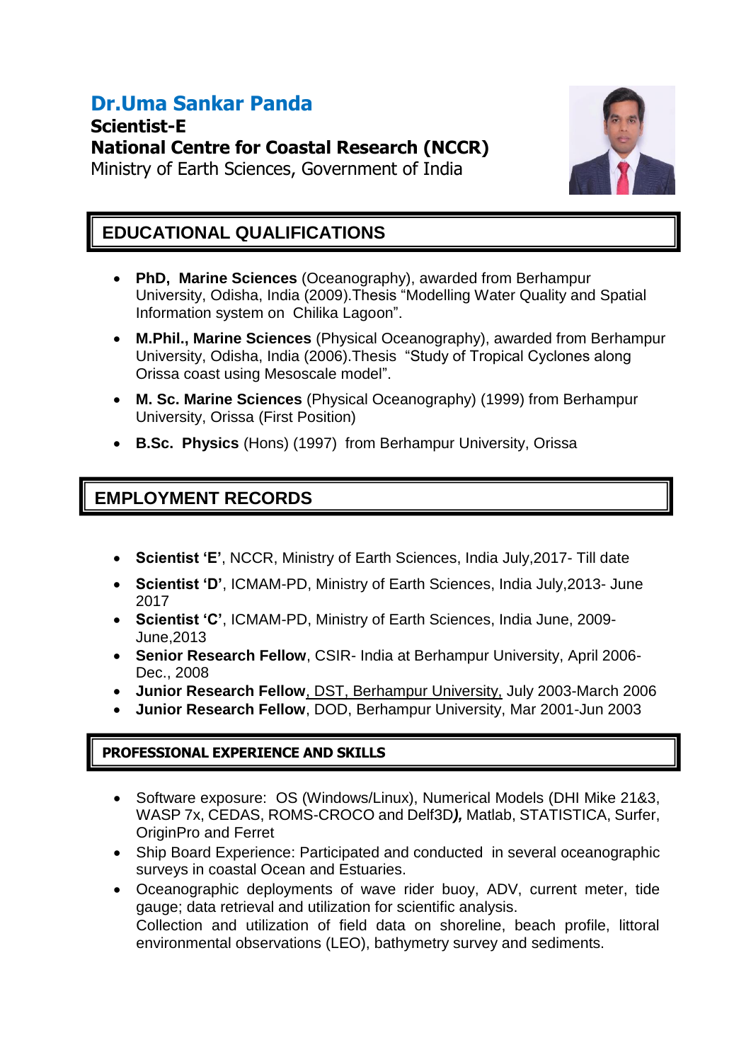# Dr.Uma Sankar Panda

**Scientist-E**
**National Centre for Coastal Research (NCCR)**
Ministry of Earth Sciences, Government of India

## EDUCATIONAL QUALIFICATIONS

- **PhD, Marine Sciences** (Oceanography), awarded from Berhampur University, Odisha, India (2009).Thesis "Modelling Water Quality and Spatial Information system on Chilika Lagoon".
- **M.Phil., Marine Sciences** (Physical Oceanography), awarded from Berhampur University, Odisha, India (2006).Thesis "Study of Tropical Cyclones along Orissa coast using Mesoscale model".
- **M. Sc. Marine Sciences** (Physical Oceanography) (1999) from Berhampur University, Orissa (First Position)
- **B.Sc. Physics** (Hons) (1997) from Berhampur University, Orissa

## EMPLOYMENT RECORDS

- **Scientist 'E'**, NCCR, Ministry of Earth Sciences, India July,2017- Till date
- **Scientist 'D'**, ICMAM-PD, Ministry of Earth Sciences, India July,2013- June 2017
- **Scientist 'C'**, ICMAM-PD, Ministry of Earth Sciences, India June, 2009- June,2013
- **Senior Research Fellow**, CSIR- India at Berhampur University, April 2006- Dec., 2008
- **Junior Research Fellow**, DST, Berhampur University, July 2003-March 2006
- **Junior Research Fellow**, DOD, Berhampur University, Mar 2001-Jun 2003

## PROFESSIONAL EXPERIENCE AND SKILLS

- Software exposure: OS (Windows/Linux), Numerical Models (DHI Mike 21&3, WASP 7x, CEDAS, ROMS-CROCO and Delf3D***),*** Matlab, STATISTICA, Surfer, OriginPro and Ferret
- Ship Board Experience: Participated and conducted in several oceanographic surveys in coastal Ocean and Estuaries.
- Oceanographic deployments of wave rider buoy, ADV, current meter, tide gauge; data retrieval and utilization for scientific analysis.
  Collection and utilization of field data on shoreline, beach profile, littoral environmental observations (LEO), bathymetry survey and sediments.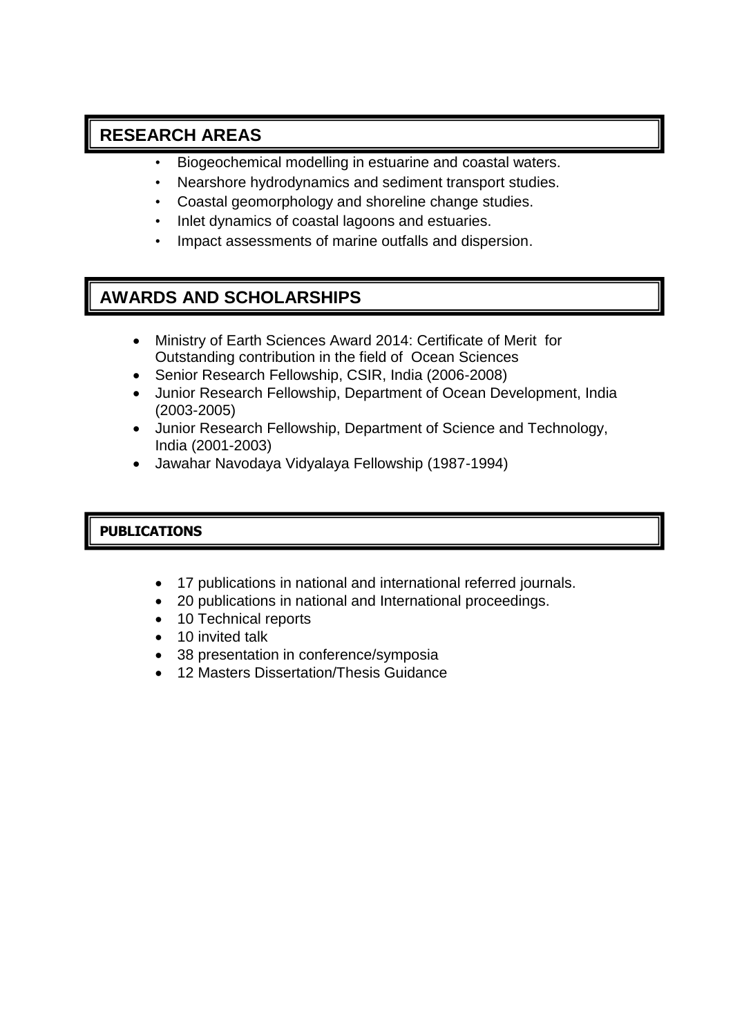## RESEARCH AREAS

- Biogeochemical modelling in estuarine and coastal waters.
- Nearshore hydrodynamics and sediment transport studies.
- Coastal geomorphology and shoreline change studies.
- Inlet dynamics of coastal lagoons and estuaries.
- Impact assessments of marine outfalls and dispersion.

## AWARDS AND SCHOLARSHIPS

- Ministry of Earth Sciences Award 2014: Certificate of Merit for Outstanding contribution in the field of Ocean Sciences
- Senior Research Fellowship, CSIR, India (2006-2008)
- Junior Research Fellowship, Department of Ocean Development, India (2003-2005)
- Junior Research Fellowship, Department of Science and Technology, India (2001-2003)
- Jawahar Navodaya Vidyalaya Fellowship (1987-1994)

## PUBLICATIONS

- 17 publications in national and international referred journals.
- 20 publications in national and International proceedings.
- 10 Technical reports
- 10 invited talk
- 38 presentation in conference/symposia
- 12 Masters Dissertation/Thesis Guidance